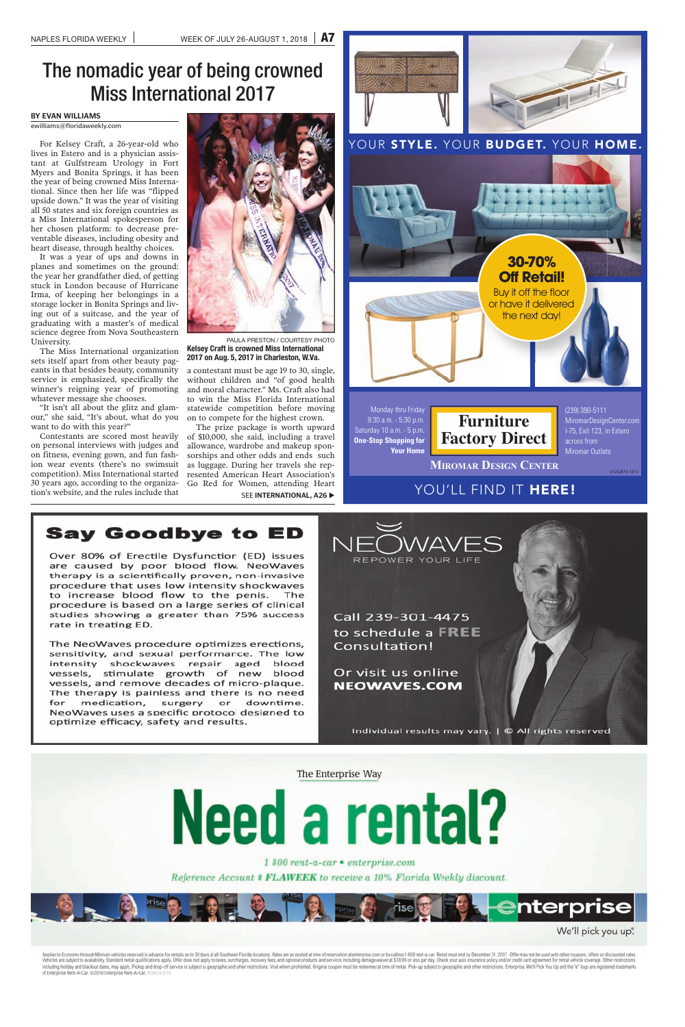# The nomadic year of being crowned Miss International 2017

**BY EVAN WILLIAMS**
ewilliams@floridaweekly.com

For Kelsey Craft, a 26-year-old who lives in Estero and is a physician assistant at Gulfstream Urology in Fort Myers and Bonita Springs, it has been the year of being crowned Miss International. Since then her life was "flipped upside down." It was the year of visiting all 50 states and six foreign countries as a Miss International spokesperson for her chosen platform: to decrease preventable diseases, including obesity and heart disease, through healthy choices.

It was a year of ups and downs in planes and sometimes on the ground: the year her grandfather died, of getting stuck in London because of Hurricane Irma, of keeping her belongings in a storage locker in Bonita Springs and living out of a suitcase, and the year of graduating with a master's of medical science degree from Nova Southeastern University.

The Miss International organization sets itself apart from other beauty pageants in that besides beauty, community service is emphasized, specifically the winner's reigning year of promoting whatever message she chooses.

"It isn't all about the glitz and glamour," she said, "It's about, what do you want to do with this year?"

Contestants are scored most heavily on personal interviews with judges and on fitness, evening gown, and fun fashion wear events (there's no swimsuit competition). Miss International started 30 years ago, according to the organization's website, and the rules include that a contestant must be age 19 to 30, single, without children and "of good health and moral character." Ms. Craft also had to win the Miss Florida International statewide competition before moving on to compete for the highest crown.

The prize package is worth upward of $10,000, she said, including a travel allowance, wardrobe and makeup sponsorships and other odds and ends such as luggage. During her travels she represented American Heart Association's Go Red for Women, attending Heart

SEE **INTERNATIONAL, A26** ▶

PAULA PRESTON / COURTESY PHOTO
**Kelsey Craft is crowned Miss International 2017 on Aug. 5, 2017 in Charleston, W.Va.**

---

YOUR **STYLE.** YOUR **BUDGET.** YOUR **HOME.**

**30-70% Off Retail!**
Buy it off the floor or have it delivered the next day!

Monday thru Friday 9:30 a.m. - 5:30 p.m.
Saturday 10 a.m. - 5 p.m.
**One-Stop Shopping for Your Home**

**Furniture Factory Direct**

(239) 390-5111
MiromarDesignCenter.com
I-75, Exit 123, in Estero across from Miromar Outlets

**MIROMAR DESIGN CENTER**

YOU'LL FIND IT **HERE!**

---

## Say Goodbye to ED

Over 80% of Erectile Dysfunction (ED) issues are caused by poor blood flow. NeoWaves therapy is a scientifically proven, non-invasive procedure that uses low intensity shockwaves to increase blood flow to the penis. The procedure is based on a large series of clinical studies showing a greater than 75% success rate in treating ED.

The NeoWaves procedure optimizes erections, sensitivity, and sexual performance. The low intensity shockwaves repair aged blood vessels, stimulate growth of new blood vessels, and remove decades of micro-plaque. The therapy is painless and there is no need for medication, surgery or downtime. NeoWaves uses a specific protocol designed to optimize efficacy, safety and results.

NEOWAVES
REPOWER YOUR LIFE

Call 239-301-4475 to schedule a **FREE** Consultation!

Or visit us online **NEOWAVES.COM**

Individual results may vary. | © All rights reserved

---

The Enterprise Way

# Need a rental?

*1 800 rent-a-car • enterprise.com*

*Reference Account # **FLAWEEK** to receive a 10% Florida Weekly discount.*

enterprise

We'll pick you up.

Applies to Economy through Minivan vehicles reserved in advance for rentals up to 30 days at all Southwest Florida locations. Rates are as posted at time of reservation at enterprise.com or by calling 1 800 rent-a-car. Rental must end by December 31, 2017. Offer may not be used with other coupons, offers or discounted rates. Vehicles are subject to availability. Standard rental qualifications apply. Offer does not apply to taxes, surcharges, recovery fees, and optional products and services including damage waiver at $18.99 or less per day. Check your auto insurance policy and/or credit card agreement for rental vehicle coverage. Other restrictions, including holiday and blackout dates, may apply. Pickup and drop-off service is subject to geographic and other restrictions. Void where prohibited. Original coupon must be redeemed at time of rental. Pick-up subject to geographic and other restrictions. Enterprise, We'll Pick You Up and the "e" logo are registered trademarks of Enterprise Rent-A-Car. ©2016 Enterprise Rent-A-Car.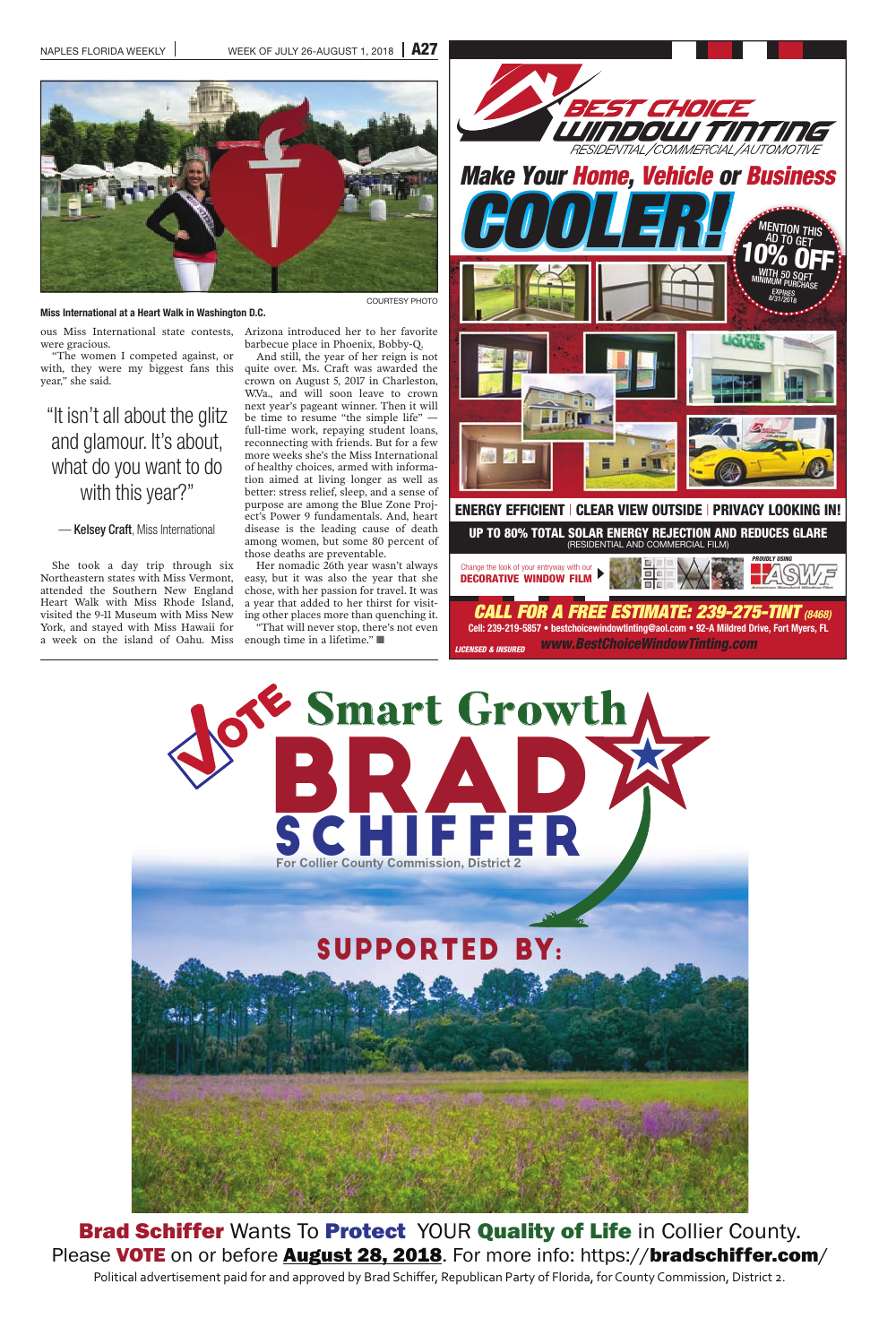COURTESY PHOTO

**Miss International at a Heart Walk in Washington D.C.**

ous Miss International state contests, were gracious.

"The women I competed against, or with, they were my biggest fans this year," she said.

> "It isn't all about the glitz and glamour. It's about, what do you want to do with this year?"
>
> — **Kelsey Craft**, Miss International

She took a day trip through six Northeastern states with Miss Vermont, attended the Southern New England Heart Walk with Miss Rhode Island, visited the 9-11 Museum with Miss New York, and stayed with Miss Hawaii for a week on the island of Oahu. Miss Arizona introduced her to her favorite barbecue place in Phoenix, Bobby-Q.

And still, the year of her reign is not quite over. Ms. Craft was awarded the crown on August 5, 2017 in Charleston, W.Va., and will soon leave to crown next year's pageant winner. Then it will be time to resume "the simple life" — full-time work, repaying student loans, reconnecting with friends. But for a few more weeks she's the Miss International of healthy choices, armed with information aimed at living longer as well as better: stress relief, sleep, and a sense of purpose are among the Blue Zone Project's Power 9 fundamentals. And, heart disease is the leading cause of death among women, but some 80 percent of those deaths are preventable.

Her nomadic 26th year wasn't always easy, but it was also the year that she chose, with her passion for travel. It was a year that added to her thirst for visiting other places more than quenching it.

"That will never stop, there's not even enough time in a lifetime." ■

---

**BEST CHOICE WINDOW TINTING**
RESIDENTIAL/COMMERCIAL/AUTOMOTIVE

**Make Your Home, Vehicle or Business COOLER!**

MENTION THIS AD TO GET **10% OFF** WITH 50 SQFT MINIMUM PURCHASE
EXPIRES 8/31/2018

**ENERGY EFFICIENT | CLEAR VIEW OUTSIDE | PRIVACY LOOKING IN!**

**UP TO 80% TOTAL SOLAR ENERGY REJECTION AND REDUCES GLARE**
(RESIDENTIAL AND COMMERCIAL FILM)

Change the look of your entryway with our **DECORATIVE WINDOW FILM**

PROUDLY USING ASWF American Standard Window Film

**CALL FOR A FREE ESTIMATE: 239-275-TINT** (8468)

Cell: 239-219-5857 • bestchoicewindowtinting@aol.com • 92-A Mildred Drive, Fort Myers, FL

LICENSED & INSURED www.BestChoiceWindowTinting.com

---

**VOTE Smart Growth BRAD SCHIFFER**

For Collier County Commission, District 2

**SUPPORTED BY:**

**Brad Schiffer** Wants To **Protect** YOUR **Quality of Life** in Collier County.
Please **VOTE** on or before **August 28, 2018**. For more info: https://**bradschiffer.com**/

Political advertisement paid for and approved by Brad Schiffer, Republican Party of Florida, for County Commission, District 2.